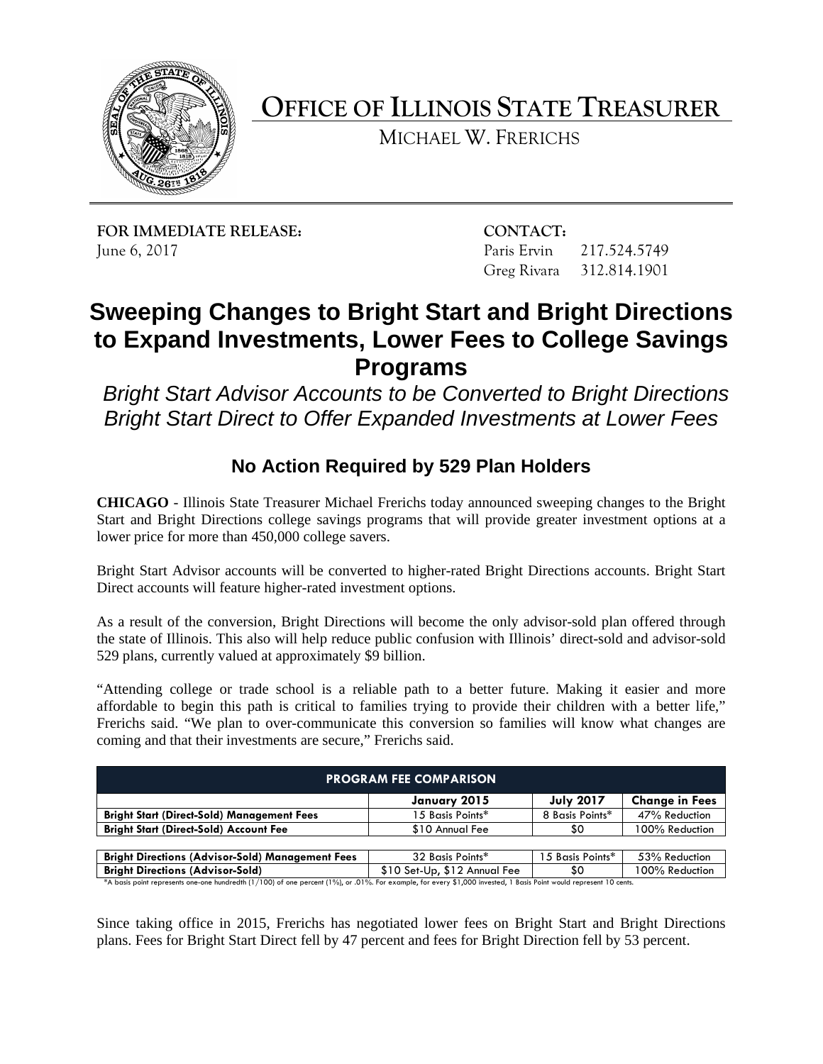# OFFICE OF ILLINOIS STATE TREASURER

MICHAEL W. FRERICHS

**FOR IMMEDIATE RELEASE:**
June 6, 2017

**CONTACT:**
Paris Ervin 217.524.5749
Greg Rivara 312.814.1901

# Sweeping Changes to Bright Start and Bright Directions to Expand Investments, Lower Fees to College Savings Programs

*Bright Start Advisor Accounts to be Converted to Bright Directions*
*Bright Start Direct to Offer Expanded Investments at Lower Fees*

## No Action Required by 529 Plan Holders

**CHICAGO** - Illinois State Treasurer Michael Frerichs today announced sweeping changes to the Bright Start and Bright Directions college savings programs that will provide greater investment options at a lower price for more than 450,000 college savers.

Bright Start Advisor accounts will be converted to higher-rated Bright Directions accounts. Bright Start Direct accounts will feature higher-rated investment options.

As a result of the conversion, Bright Directions will become the only advisor-sold plan offered through the state of Illinois. This also will help reduce public confusion with Illinois' direct-sold and advisor-sold 529 plans, currently valued at approximately $9 billion.

"Attending college or trade school is a reliable path to a better future. Making it easier and more affordable to begin this path is critical to families trying to provide their children with a better life," Frerichs said. "We plan to over-communicate this conversion so families will know what changes are coming and that their investments are secure," Frerichs said.

| PROGRAM FEE COMPARISON | | | |
|---|---|---|---|
| | **January 2015** | **July 2017** | **Change in Fees** |
| **Bright Start (Direct-Sold) Management Fees** | 15 Basis Points* | 8 Basis Points* | 47% Reduction |
| **Bright Start (Direct-Sold) Account Fee** | $10 Annual Fee | $0 | 100% Reduction |
| | | | |
| **Bright Directions (Advisor-Sold) Management Fees** | 32 Basis Points* | 15 Basis Points* | 53% Reduction |
| **Bright Directions (Advisor-Sold)** | $10 Set-Up, $12 Annual Fee | $0 | 100% Reduction |

*A basis point represents one-one hundredth (1/100) of one percent (1%), or .01%. For example, for every $1,000 invested, 1 Basis Point would represent 10 cents.

Since taking office in 2015, Frerichs has negotiated lower fees on Bright Start and Bright Directions plans. Fees for Bright Start Direct fell by 47 percent and fees for Bright Direction fell by 53 percent.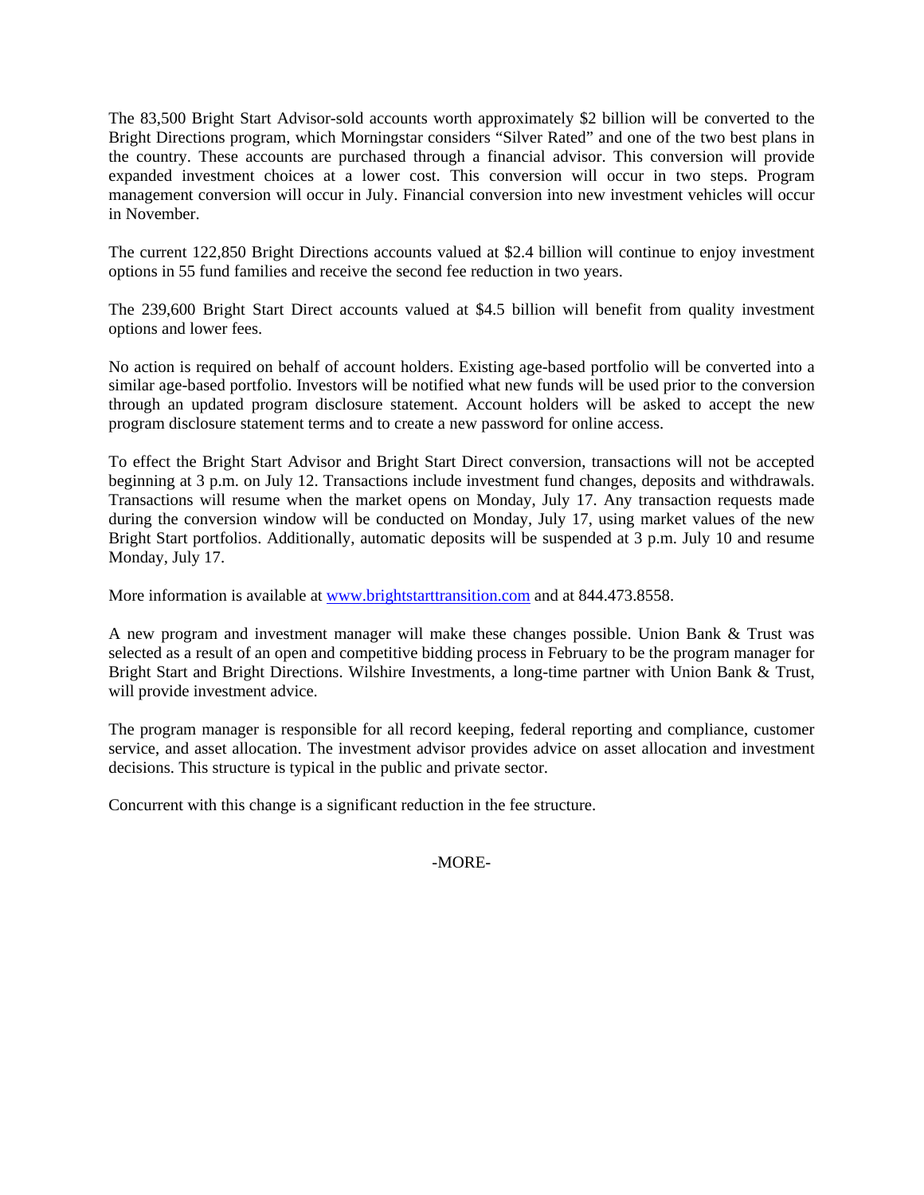The 83,500 Bright Start Advisor-sold accounts worth approximately $2 billion will be converted to the Bright Directions program, which Morningstar considers "Silver Rated" and one of the two best plans in the country. These accounts are purchased through a financial advisor. This conversion will provide expanded investment choices at a lower cost. This conversion will occur in two steps. Program management conversion will occur in July. Financial conversion into new investment vehicles will occur in November.

The current 122,850 Bright Directions accounts valued at $2.4 billion will continue to enjoy investment options in 55 fund families and receive the second fee reduction in two years.

The 239,600 Bright Start Direct accounts valued at $4.5 billion will benefit from quality investment options and lower fees.

No action is required on behalf of account holders. Existing age-based portfolio will be converted into a similar age-based portfolio. Investors will be notified what new funds will be used prior to the conversion through an updated program disclosure statement. Account holders will be asked to accept the new program disclosure statement terms and to create a new password for online access.

To effect the Bright Start Advisor and Bright Start Direct conversion, transactions will not be accepted beginning at 3 p.m. on July 12. Transactions include investment fund changes, deposits and withdrawals. Transactions will resume when the market opens on Monday, July 17. Any transaction requests made during the conversion window will be conducted on Monday, July 17, using market values of the new Bright Start portfolios. Additionally, automatic deposits will be suspended at 3 p.m. July 10 and resume Monday, July 17.

More information is available at www.brightstarttransition.com and at 844.473.8558.

A new program and investment manager will make these changes possible. Union Bank & Trust was selected as a result of an open and competitive bidding process in February to be the program manager for Bright Start and Bright Directions. Wilshire Investments, a long-time partner with Union Bank & Trust, will provide investment advice.

The program manager is responsible for all record keeping, federal reporting and compliance, customer service, and asset allocation. The investment advisor provides advice on asset allocation and investment decisions. This structure is typical in the public and private sector.

Concurrent with this change is a significant reduction in the fee structure.

-MORE-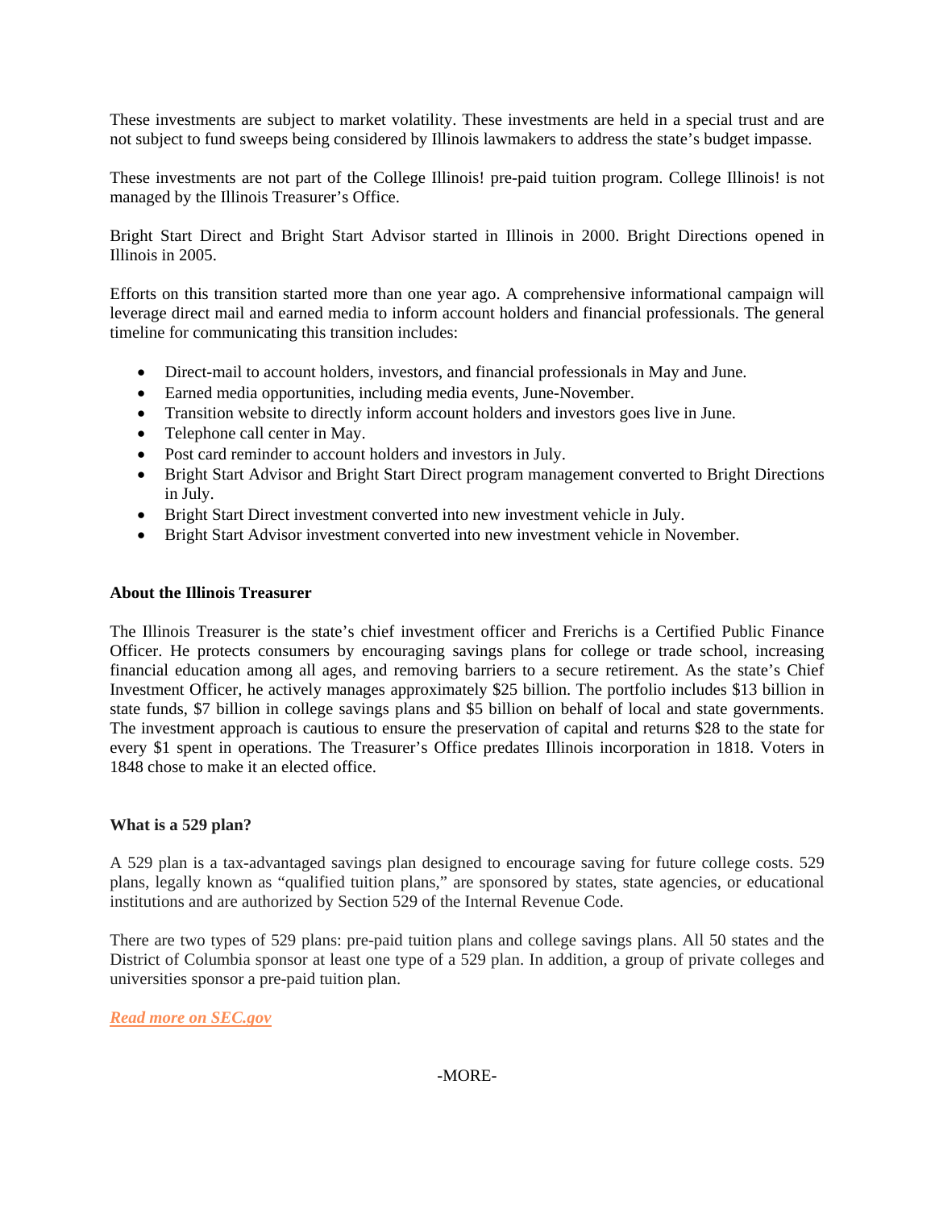These investments are subject to market volatility. These investments are held in a special trust and are not subject to fund sweeps being considered by Illinois lawmakers to address the state's budget impasse.

These investments are not part of the College Illinois! pre-paid tuition program. College Illinois! is not managed by the Illinois Treasurer's Office.

Bright Start Direct and Bright Start Advisor started in Illinois in 2000. Bright Directions opened in Illinois in 2005.

Efforts on this transition started more than one year ago. A comprehensive informational campaign will leverage direct mail and earned media to inform account holders and financial professionals. The general timeline for communicating this transition includes:

- Direct-mail to account holders, investors, and financial professionals in May and June.
- Earned media opportunities, including media events, June-November.
- Transition website to directly inform account holders and investors goes live in June.
- Telephone call center in May.
- Post card reminder to account holders and investors in July.
- Bright Start Advisor and Bright Start Direct program management converted to Bright Directions in July.
- Bright Start Direct investment converted into new investment vehicle in July.
- Bright Start Advisor investment converted into new investment vehicle in November.

**About the Illinois Treasurer**

The Illinois Treasurer is the state's chief investment officer and Frerichs is a Certified Public Finance Officer. He protects consumers by encouraging savings plans for college or trade school, increasing financial education among all ages, and removing barriers to a secure retirement. As the state's Chief Investment Officer, he actively manages approximately $25 billion. The portfolio includes $13 billion in state funds, $7 billion in college savings plans and $5 billion on behalf of local and state governments. The investment approach is cautious to ensure the preservation of capital and returns $28 to the state for every $1 spent in operations. The Treasurer's Office predates Illinois incorporation in 1818. Voters in 1848 chose to make it an elected office.

**What is a 529 plan?**

A 529 plan is a tax-advantaged savings plan designed to encourage saving for future college costs. 529 plans, legally known as "qualified tuition plans," are sponsored by states, state agencies, or educational institutions and are authorized by Section 529 of the Internal Revenue Code.

There are two types of 529 plans: pre-paid tuition plans and college savings plans. All 50 states and the District of Columbia sponsor at least one type of a 529 plan. In addition, a group of private colleges and universities sponsor a pre-paid tuition plan.

***Read more on SEC.gov***

-MORE-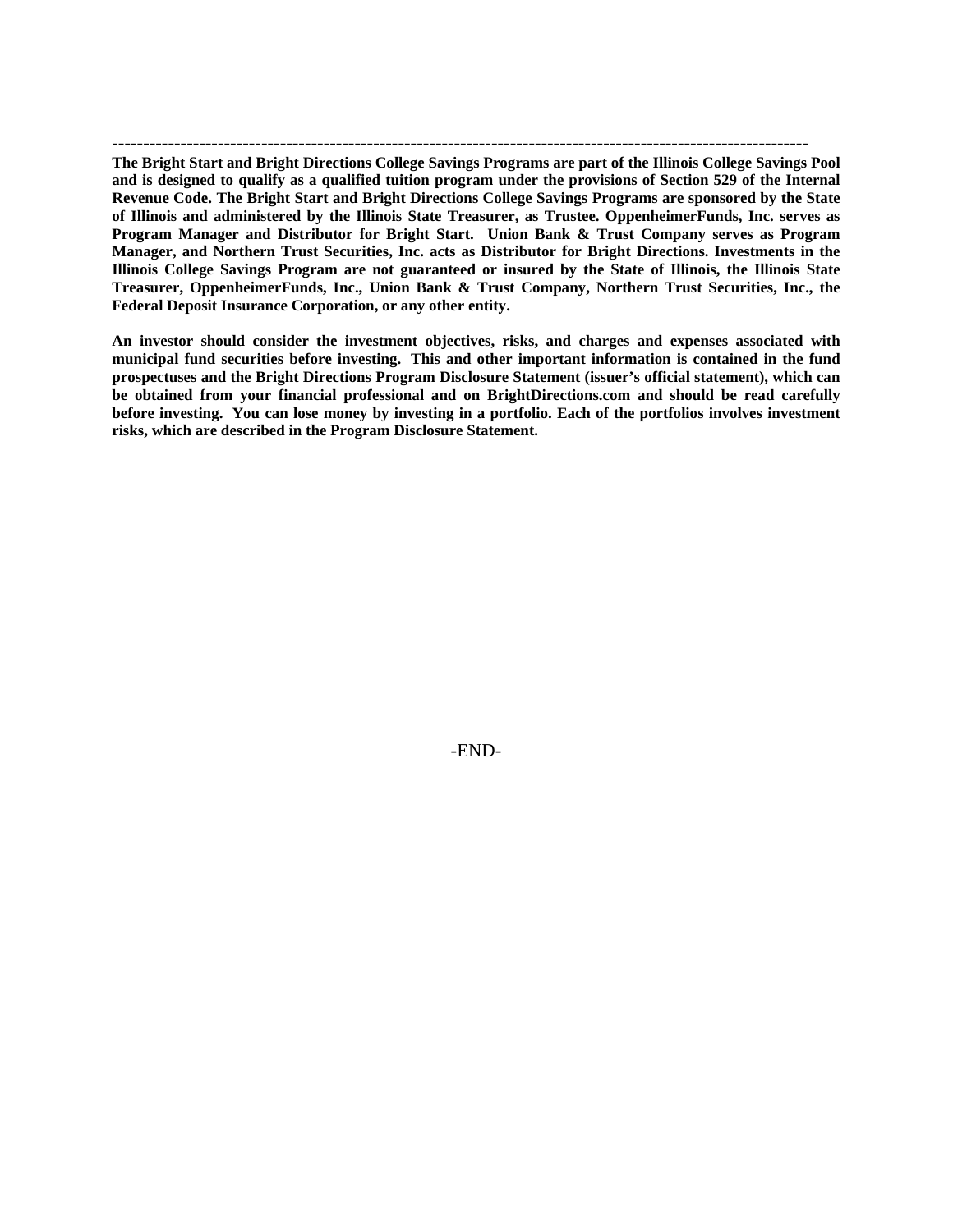---

**The Bright Start and Bright Directions College Savings Programs are part of the Illinois College Savings Pool and is designed to qualify as a qualified tuition program under the provisions of Section 529 of the Internal Revenue Code. The Bright Start and Bright Directions College Savings Programs are sponsored by the State of Illinois and administered by the Illinois State Treasurer, as Trustee. OppenheimerFunds, Inc. serves as Program Manager and Distributor for Bright Start. Union Bank & Trust Company serves as Program Manager, and Northern Trust Securities, Inc. acts as Distributor for Bright Directions. Investments in the Illinois College Savings Program are not guaranteed or insured by the State of Illinois, the Illinois State Treasurer, OppenheimerFunds, Inc., Union Bank & Trust Company, Northern Trust Securities, Inc., the Federal Deposit Insurance Corporation, or any other entity.**

**An investor should consider the investment objectives, risks, and charges and expenses associated with municipal fund securities before investing. This and other important information is contained in the fund prospectuses and the Bright Directions Program Disclosure Statement (issuer's official statement), which can be obtained from your financial professional and on BrightDirections.com and should be read carefully before investing. You can lose money by investing in a portfolio. Each of the portfolios involves investment risks, which are described in the Program Disclosure Statement.**

-END-